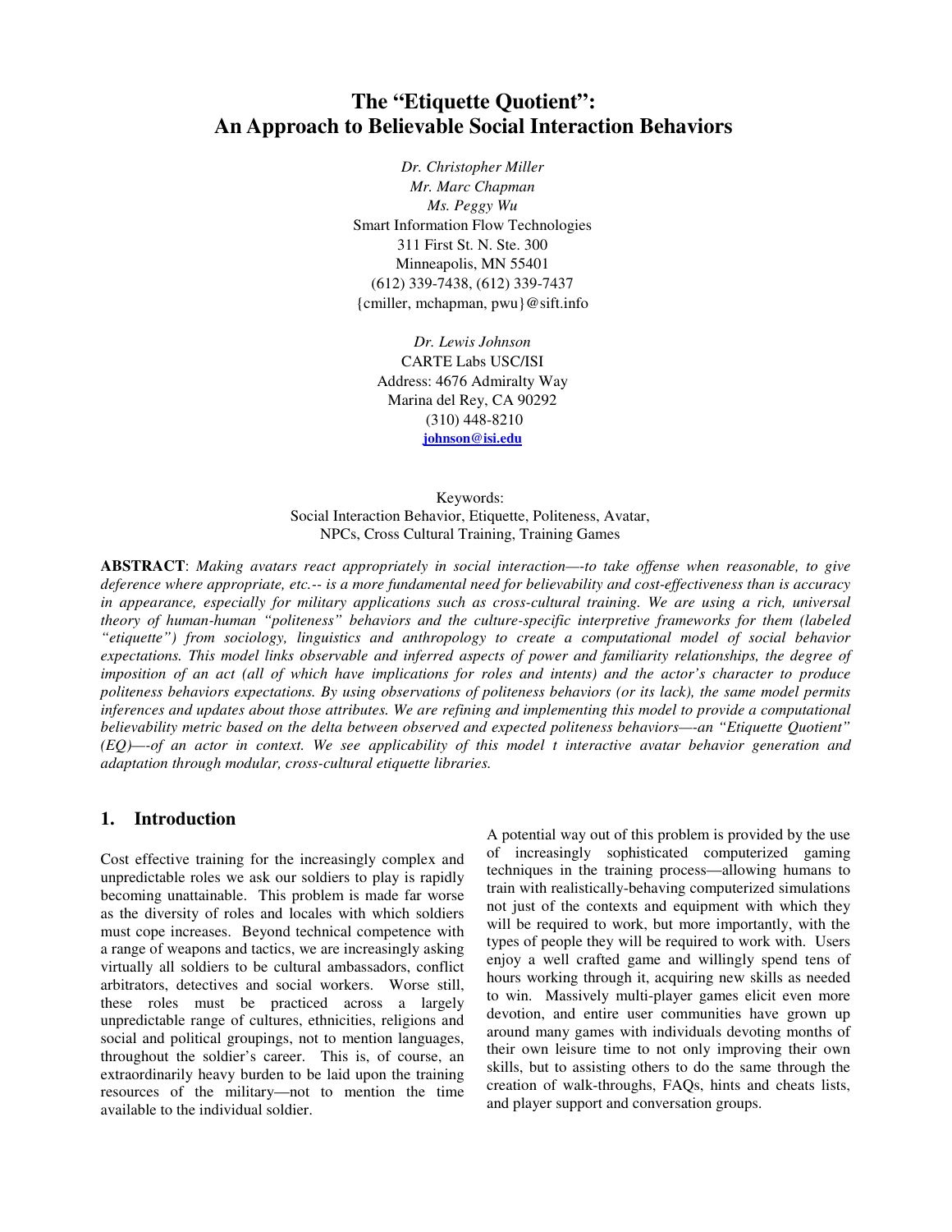# The "Etiquette Quotient": An Approach to Believable Social Interaction Behaviors

*Dr. Christopher Miller*
*Mr. Marc Chapman*
*Ms. Peggy Wu*
Smart Information Flow Technologies
311 First St. N. Ste. 300
Minneapolis, MN 55401
(612) 339-7438, (612) 339-7437
{cmiller, mchapman, pwu}@sift.info

*Dr. Lewis Johnson*
CARTE Labs USC/ISI
Address: 4676 Admiralty Way
Marina del Rey, CA 90292
(310) 448-8210
johnson@isi.edu

Keywords:
Social Interaction Behavior, Etiquette, Politeness, Avatar, NPCs, Cross Cultural Training, Training Games

**ABSTRACT**: *Making avatars react appropriately in social interaction—-to take offense when reasonable, to give deference where appropriate, etc.-- is a more fundamental need for believability and cost-effectiveness than is accuracy in appearance, especially for military applications such as cross-cultural training. We are using a rich, universal theory of human-human "politeness" behaviors and the culture-specific interpretive frameworks for them (labeled "etiquette") from sociology, linguistics and anthropology to create a computational model of social behavior expectations. This model links observable and inferred aspects of power and familiarity relationships, the degree of imposition of an act (all of which have implications for roles and intents) and the actor's character to produce politeness behaviors expectations. By using observations of politeness behaviors (or its lack), the same model permits inferences and updates about those attributes. We are refining and implementing this model to provide a computational believability metric based on the delta between observed and expected politeness behaviors—-an "Etiquette Quotient" (EQ)—-of an actor in context. We see applicability of this model t interactive avatar behavior generation and adaptation through modular, cross-cultural etiquette libraries.*

## 1. Introduction

Cost effective training for the increasingly complex and unpredictable roles we ask our soldiers to play is rapidly becoming unattainable. This problem is made far worse as the diversity of roles and locales with which soldiers must cope increases. Beyond technical competence with a range of weapons and tactics, we are increasingly asking virtually all soldiers to be cultural ambassadors, conflict arbitrators, detectives and social workers. Worse still, these roles must be practiced across a largely unpredictable range of cultures, ethnicities, religions and social and political groupings, not to mention languages, throughout the soldier's career. This is, of course, an extraordinarily heavy burden to be laid upon the training resources of the military—not to mention the time available to the individual soldier.

A potential way out of this problem is provided by the use of increasingly sophisticated computerized gaming techniques in the training process—allowing humans to train with realistically-behaving computerized simulations not just of the contexts and equipment with which they will be required to work, but more importantly, with the types of people they will be required to work with. Users enjoy a well crafted game and willingly spend tens of hours working through it, acquiring new skills as needed to win. Massively multi-player games elicit even more devotion, and entire user communities have grown up around many games with individuals devoting months of their own leisure time to not only improving their own skills, but to assisting others to do the same through the creation of walk-throughs, FAQs, hints and cheats lists, and player support and conversation groups.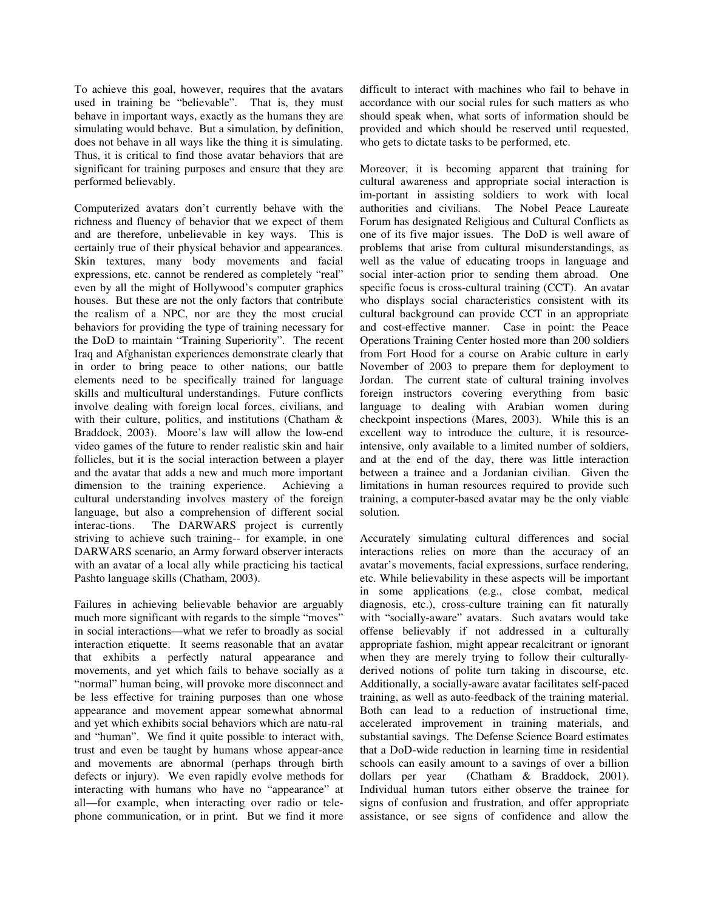To achieve this goal, however, requires that the avatars used in training be "believable". That is, they must behave in important ways, exactly as the humans they are simulating would behave. But a simulation, by definition, does not behave in all ways like the thing it is simulating. Thus, it is critical to find those avatar behaviors that are significant for training purposes and ensure that they are performed believably.

Computerized avatars don't currently behave with the richness and fluency of behavior that we expect of them and are therefore, unbelievable in key ways. This is certainly true of their physical behavior and appearances. Skin textures, many body movements and facial expressions, etc. cannot be rendered as completely "real" even by all the might of Hollywood's computer graphics houses. But these are not the only factors that contribute the realism of a NPC, nor are they the most crucial behaviors for providing the type of training necessary for the DoD to maintain "Training Superiority". The recent Iraq and Afghanistan experiences demonstrate clearly that in order to bring peace to other nations, our battle elements need to be specifically trained for language skills and multicultural understandings. Future conflicts involve dealing with foreign local forces, civilians, and with their culture, politics, and institutions (Chatham & Braddock, 2003). Moore's law will allow the low-end video games of the future to render realistic skin and hair follicles, but it is the social interaction between a player and the avatar that adds a new and much more important dimension to the training experience. Achieving a cultural understanding involves mastery of the foreign language, but also a comprehension of different social interac-tions. The DARWARS project is currently striving to achieve such training-- for example, in one DARWARS scenario, an Army forward observer interacts with an avatar of a local ally while practicing his tactical Pashto language skills (Chatham, 2003).

Failures in achieving believable behavior are arguably much more significant with regards to the simple "moves" in social interactions—what we refer to broadly as social interaction etiquette. It seems reasonable that an avatar that exhibits a perfectly natural appearance and movements, and yet which fails to behave socially as a "normal" human being, will provoke more disconnect and be less effective for training purposes than one whose appearance and movement appear somewhat abnormal and yet which exhibits social behaviors which are natu-ral and "human". We find it quite possible to interact with, trust and even be taught by humans whose appear-ance and movements are abnormal (perhaps through birth defects or injury). We even rapidly evolve methods for interacting with humans who have no "appearance" at all—for example, when interacting over radio or tele-phone communication, or in print. But we find it more difficult to interact with machines who fail to behave in accordance with our social rules for such matters as who should speak when, what sorts of information should be provided and which should be reserved until requested, who gets to dictate tasks to be performed, etc.

Moreover, it is becoming apparent that training for cultural awareness and appropriate social interaction is im-portant in assisting soldiers to work with local authorities and civilians. The Nobel Peace Laureate Forum has designated Religious and Cultural Conflicts as one of its five major issues. The DoD is well aware of problems that arise from cultural misunderstandings, as well as the value of educating troops in language and social inter-action prior to sending them abroad. One specific focus is cross-cultural training (CCT). An avatar who displays social characteristics consistent with its cultural background can provide CCT in an appropriate and cost-effective manner. Case in point: the Peace Operations Training Center hosted more than 200 soldiers from Fort Hood for a course on Arabic culture in early November of 2003 to prepare them for deployment to Jordan. The current state of cultural training involves foreign instructors covering everything from basic language to dealing with Arabian women during checkpoint inspections (Mares, 2003). While this is an excellent way to introduce the culture, it is resource-intensive, only available to a limited number of soldiers, and at the end of the day, there was little interaction between a trainee and a Jordanian civilian. Given the limitations in human resources required to provide such training, a computer-based avatar may be the only viable solution.

Accurately simulating cultural differences and social interactions relies on more than the accuracy of an avatar's movements, facial expressions, surface rendering, etc. While believability in these aspects will be important in some applications (e.g., close combat, medical diagnosis, etc.), cross-culture training can fit naturally with "socially-aware" avatars. Such avatars would take offense believably if not addressed in a culturally appropriate fashion, might appear recalcitrant or ignorant when they are merely trying to follow their culturally-derived notions of polite turn taking in discourse, etc. Additionally, a socially-aware avatar facilitates self-paced training, as well as auto-feedback of the training material. Both can lead to a reduction of instructional time, accelerated improvement in training materials, and substantial savings. The Defense Science Board estimates that a DoD-wide reduction in learning time in residential schools can easily amount to a savings of over a billion dollars per year (Chatham & Braddock, 2001). Individual human tutors either observe the trainee for signs of confusion and frustration, and offer appropriate assistance, or see signs of confidence and allow the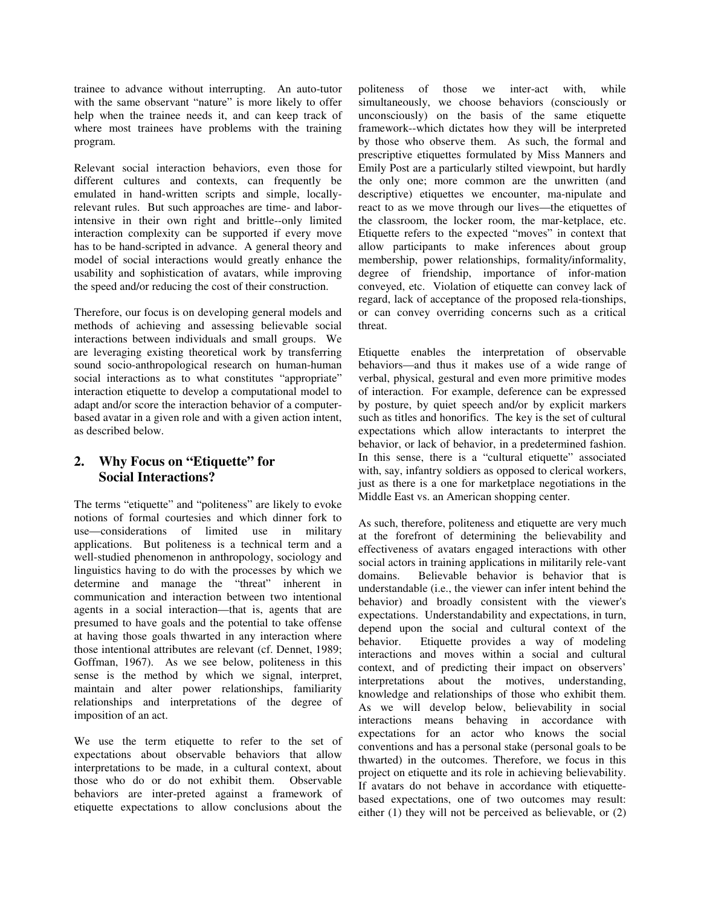trainee to advance without interrupting. An auto-tutor with the same observant "nature" is more likely to offer help when the trainee needs it, and can keep track of where most trainees have problems with the training program.

Relevant social interaction behaviors, even those for different cultures and contexts, can frequently be emulated in hand-written scripts and simple, locally-relevant rules. But such approaches are time- and labor-intensive in their own right and brittle--only limited interaction complexity can be supported if every move has to be hand-scripted in advance. A general theory and model of social interactions would greatly enhance the usability and sophistication of avatars, while improving the speed and/or reducing the cost of their construction.

Therefore, our focus is on developing general models and methods of achieving and assessing believable social interactions between individuals and small groups. We are leveraging existing theoretical work by transferring sound socio-anthropological research on human-human social interactions as to what constitutes "appropriate" interaction etiquette to develop a computational model to adapt and/or score the interaction behavior of a computer-based avatar in a given role and with a given action intent, as described below.

## 2. Why Focus on "Etiquette" for Social Interactions?

The terms "etiquette" and "politeness" are likely to evoke notions of formal courtesies and which dinner fork to use—considerations of limited use in military applications. But politeness is a technical term and a well-studied phenomenon in anthropology, sociology and linguistics having to do with the processes by which we determine and manage the "threat" inherent in communication and interaction between two intentional agents in a social interaction—that is, agents that are presumed to have goals and the potential to take offense at having those goals thwarted in any interaction where those intentional attributes are relevant (cf. Dennet, 1989; Goffman, 1967). As we see below, politeness in this sense is the method by which we signal, interpret, maintain and alter power relationships, familiarity relationships and interpretations of the degree of imposition of an act.

We use the term etiquette to refer to the set of expectations about observable behaviors that allow interpretations to be made, in a cultural context, about those who do or do not exhibit them. Observable behaviors are inter-preted against a framework of etiquette expectations to allow conclusions about the politeness of those we inter-act with, while simultaneously, we choose behaviors (consciously or unconsciously) on the basis of the same etiquette framework--which dictates how they will be interpreted by those who observe them. As such, the formal and prescriptive etiquettes formulated by Miss Manners and Emily Post are a particularly stilted viewpoint, but hardly the only one; more common are the unwritten (and descriptive) etiquettes we encounter, ma-nipulate and react to as we move through our lives—the etiquettes of the classroom, the locker room, the mar-ketplace, etc. Etiquette refers to the expected "moves" in context that allow participants to make inferences about group membership, power relationships, formality/informality, degree of friendship, importance of infor-mation conveyed, etc. Violation of etiquette can convey lack of regard, lack of acceptance of the proposed rela-tionships, or can convey overriding concerns such as a critical threat.

Etiquette enables the interpretation of observable behaviors—and thus it makes use of a wide range of verbal, physical, gestural and even more primitive modes of interaction. For example, deference can be expressed by posture, by quiet speech and/or by explicit markers such as titles and honorifics. The key is the set of cultural expectations which allow interactants to interpret the behavior, or lack of behavior, in a predetermined fashion. In this sense, there is a "cultural etiquette" associated with, say, infantry soldiers as opposed to clerical workers, just as there is a one for marketplace negotiations in the Middle East vs. an American shopping center.

As such, therefore, politeness and etiquette are very much at the forefront of determining the believability and effectiveness of avatars engaged interactions with other social actors in training applications in militarily rele-vant domains. Believable behavior is behavior that is understandable (i.e., the viewer can infer intent behind the behavior) and broadly consistent with the viewer's expectations. Understandability and expectations, in turn, depend upon the social and cultural context of the behavior. Etiquette provides a way of modeling interactions and moves within a social and cultural context, and of predicting their impact on observers' interpretations about the motives, understanding, knowledge and relationships of those who exhibit them. As we will develop below, believability in social interactions means behaving in accordance with expectations for an actor who knows the social conventions and has a personal stake (personal goals to be thwarted) in the outcomes. Therefore, we focus in this project on etiquette and its role in achieving believability. If avatars do not behave in accordance with etiquette-based expectations, one of two outcomes may result: either (1) they will not be perceived as believable, or (2)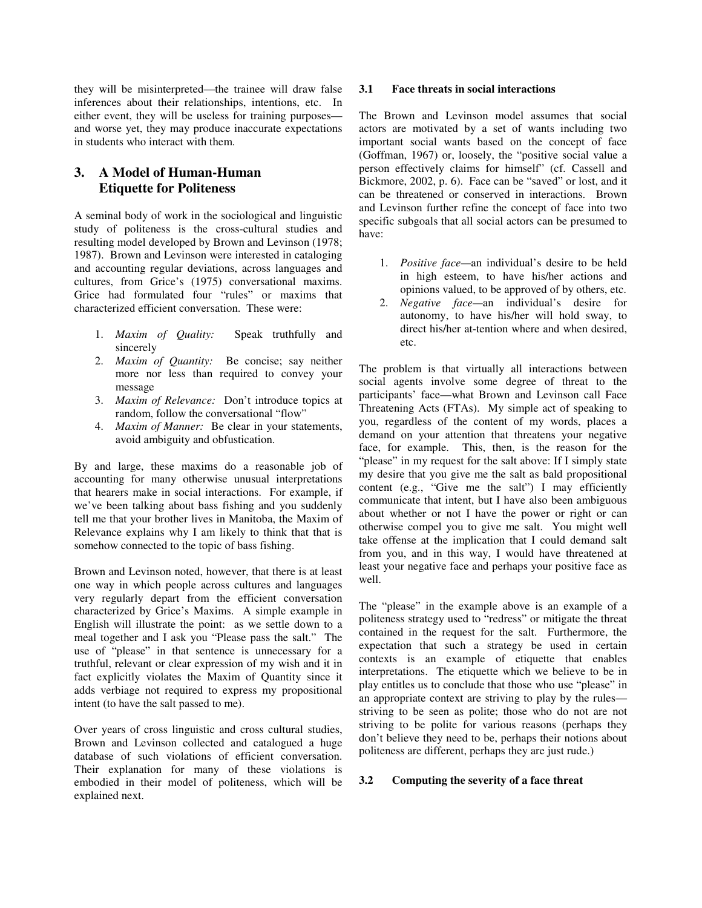they will be misinterpreted—the trainee will draw false inferences about their relationships, intentions, etc. In either event, they will be useless for training purposes—and worse yet, they may produce inaccurate expectations in students who interact with them.

## 3. A Model of Human-Human Etiquette for Politeness

A seminal body of work in the sociological and linguistic study of politeness is the cross-cultural studies and resulting model developed by Brown and Levinson (1978; 1987). Brown and Levinson were interested in cataloging and accounting regular deviations, across languages and cultures, from Grice's (1975) conversational maxims. Grice had formulated four "rules" or maxims that characterized efficient conversation. These were:

1. *Maxim of Quality:* Speak truthfully and sincerely
2. *Maxim of Quantity:* Be concise; say neither more nor less than required to convey your message
3. *Maxim of Relevance:* Don't introduce topics at random, follow the conversational "flow"
4. *Maxim of Manner:* Be clear in your statements, avoid ambiguity and obfustication.

By and large, these maxims do a reasonable job of accounting for many otherwise unusual interpretations that hearers make in social interactions. For example, if we've been talking about bass fishing and you suddenly tell me that your brother lives in Manitoba, the Maxim of Relevance explains why I am likely to think that that is somehow connected to the topic of bass fishing.

Brown and Levinson noted, however, that there is at least one way in which people across cultures and languages very regularly depart from the efficient conversation characterized by Grice's Maxims. A simple example in English will illustrate the point: as we settle down to a meal together and I ask you "Please pass the salt." The use of "please" in that sentence is unnecessary for a truthful, relevant or clear expression of my wish and it in fact explicitly violates the Maxim of Quantity since it adds verbiage not required to express my propositional intent (to have the salt passed to me).

Over years of cross linguistic and cross cultural studies, Brown and Levinson collected and catalogued a huge database of such violations of efficient conversation. Their explanation for many of these violations is embodied in their model of politeness, which will be explained next.

### 3.1 Face threats in social interactions

The Brown and Levinson model assumes that social actors are motivated by a set of wants including two important social wants based on the concept of face (Goffman, 1967) or, loosely, the "positive social value a person effectively claims for himself" (cf. Cassell and Bickmore, 2002, p. 6). Face can be "saved" or lost, and it can be threatened or conserved in interactions. Brown and Levinson further refine the concept of face into two specific subgoals that all social actors can be presumed to have:

1. *Positive face*—an individual's desire to be held in high esteem, to have his/her actions and opinions valued, to be approved of by others, etc.
2. *Negative face*—an individual's desire for autonomy, to have his/her will hold sway, to direct his/her at-tention where and when desired, etc.

The problem is that virtually all interactions between social agents involve some degree of threat to the participants' face—what Brown and Levinson call Face Threatening Acts (FTAs). My simple act of speaking to you, regardless of the content of my words, places a demand on your attention that threatens your negative face, for example. This, then, is the reason for the "please" in my request for the salt above: If I simply state my desire that you give me the salt as bald propositional content (e.g., "Give me the salt") I may efficiently communicate that intent, but I have also been ambiguous about whether or not I have the power or right or can otherwise compel you to give me salt. You might well take offense at the implication that I could demand salt from you, and in this way, I would have threatened at least your negative face and perhaps your positive face as well.

The "please" in the example above is an example of a politeness strategy used to "redress" or mitigate the threat contained in the request for the salt. Furthermore, the expectation that such a strategy be used in certain contexts is an example of etiquette that enables interpretations. The etiquette which we believe to be in play entitles us to conclude that those who use "please" in an appropriate context are striving to play by the rules—striving to be seen as polite; those who do not are not striving to be polite for various reasons (perhaps they don't believe they need to be, perhaps their notions about politeness are different, perhaps they are just rude.)

### 3.2 Computing the severity of a face threat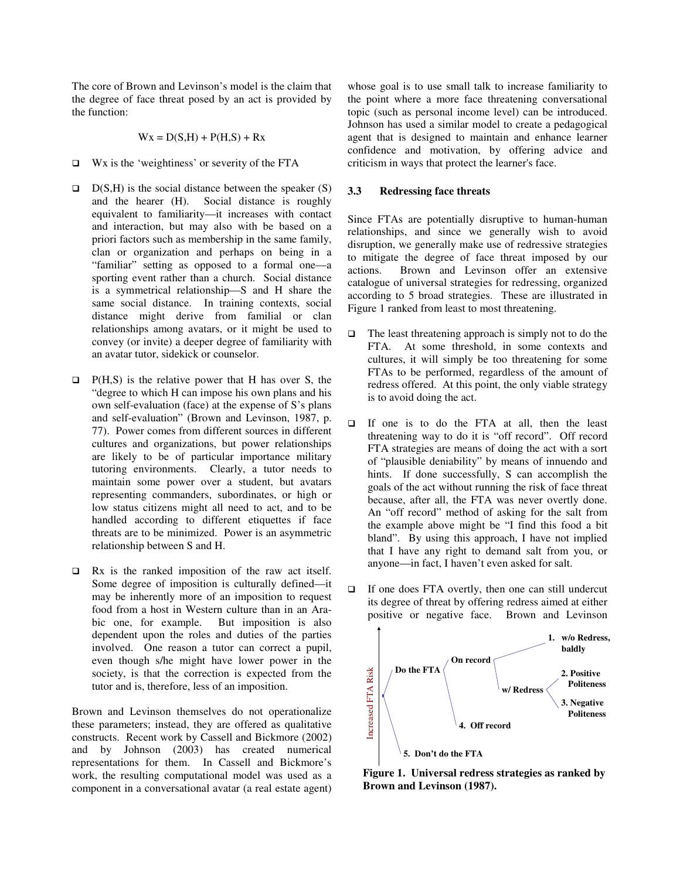The core of Brown and Levinson's model is the claim that the degree of face threat posed by an act is provided by the function:

$$Wx = D(S,H) + P(H,S) + Rx$$

- Wx is the 'weightiness' or severity of the FTA
- D(S,H) is the social distance between the speaker (S) and the hearer (H). Social distance is roughly equivalent to familiarity—it increases with contact and interaction, but may also with be based on a priori factors such as membership in the same family, clan or organization and perhaps on being in a "familiar" setting as opposed to a formal one—a sporting event rather than a church. Social distance is a symmetrical relationship—S and H share the same social distance. In training contexts, social distance might derive from familial or clan relationships among avatars, or it might be used to convey (or invite) a deeper degree of familiarity with an avatar tutor, sidekick or counselor.
- P(H,S) is the relative power that H has over S, the "degree to which H can impose his own plans and his own self-evaluation (face) at the expense of S's plans and self-evaluation" (Brown and Levinson, 1987, p. 77). Power comes from different sources in different cultures and organizations, but power relationships are likely to be of particular importance military tutoring environments. Clearly, a tutor needs to maintain some power over a student, but avatars representing commanders, subordinates, or high or low status citizens might all need to act, and to be handled according to different etiquettes if face threats are to be minimized. Power is an asymmetric relationship between S and H.
- Rx is the ranked imposition of the raw act itself. Some degree of imposition is culturally defined—it may be inherently more of an imposition to request food from a host in Western culture than in an Arabic one, for example. But imposition is also dependent upon the roles and duties of the parties involved. One reason a tutor can correct a pupil, even though s/he might have lower power in the society, is that the correction is expected from the tutor and is, therefore, less of an imposition.

Brown and Levinson themselves do not operationalize these parameters; instead, they are offered as qualitative constructs. Recent work by Cassell and Bickmore (2002) and by Johnson (2003) has created numerical representations for them. In Cassell and Bickmore's work, the resulting computational model was used as a component in a conversational avatar (a real estate agent) whose goal is to use small talk to increase familiarity to the point where a more face threatening conversational topic (such as personal income level) can be introduced. Johnson has used a similar model to create a pedagogical agent that is designed to maintain and enhance learner confidence and motivation, by offering advice and criticism in ways that protect the learner's face.

### 3.3 Redressing face threats

Since FTAs are potentially disruptive to human-human relationships, and since we generally wish to avoid disruption, we generally make use of redressive strategies to mitigate the degree of face threat imposed by our actions. Brown and Levinson offer an extensive catalogue of universal strategies for redressing, organized according to 5 broad strategies. These are illustrated in Figure 1 ranked from least to most threatening.

- The least threatening approach is simply not to do the FTA. At some threshold, in some contexts and cultures, it will simply be too threatening for some FTAs to be performed, regardless of the amount of redress offered. At this point, the only viable strategy is to avoid doing the act.
- If one is to do the FTA at all, then the least threatening way to do it is "off record". Off record FTA strategies are means of doing the act with a sort of "plausible deniability" by means of innuendo and hints. If done successfully, S can accomplish the goals of the act without running the risk of face threat because, after all, the FTA was never overtly done. An "off record" method of asking for the salt from the example above might be "I find this food a bit bland". By using this approach, I have not implied that I have any right to demand salt from you, or anyone—in fact, I haven't even asked for salt.
- If one does FTA overtly, then one can still undercut its degree of threat by offering redress aimed at either positive or negative face. Brown and Levinson

Increased FTA Risk

- Do the FTA
  - On record
    - 1. w/o Redress, baldly
    - w/ Redress
      - 2. Positive Politeness
      - 3. Negative Politeness
  - 4. Off record
- 5. Don't do the FTA

**Figure 1. Universal redress strategies as ranked by Brown and Levinson (1987).**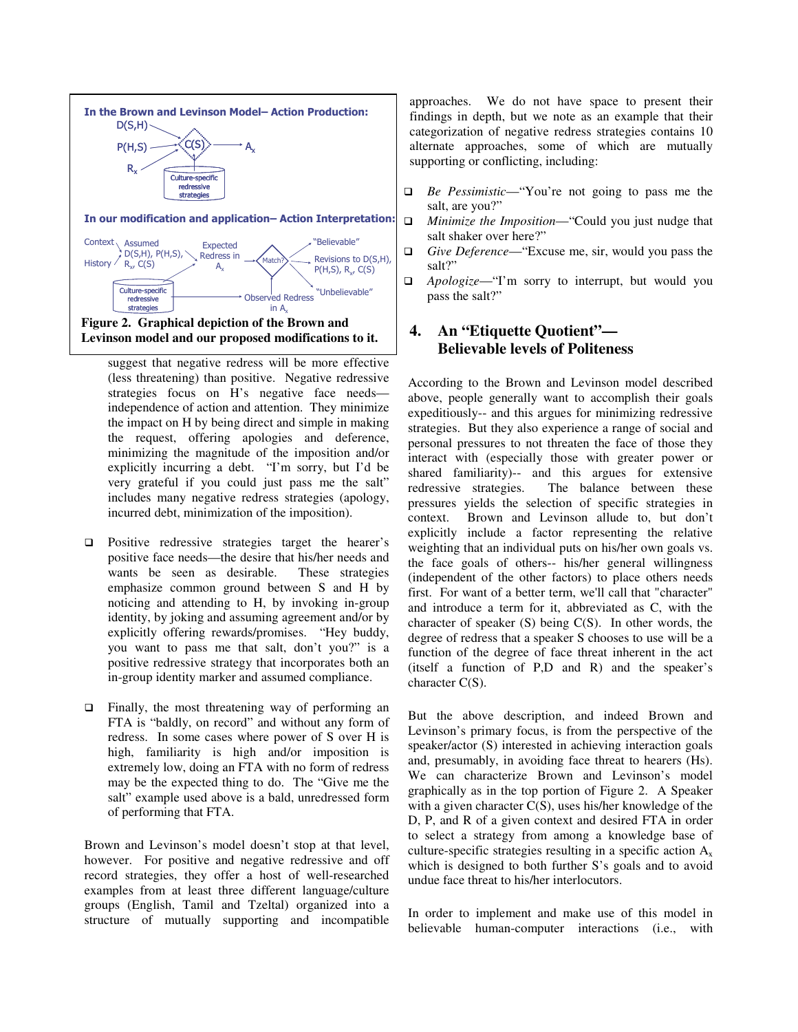In the Brown and Levinson Model– Action Production:

In our modification and application– Action Interpretation:

Figure 2. Graphical depiction of the Brown and Levinson model and our proposed modifications to it.

suggest that negative redress will be more effective (less threatening) than positive. Negative redressive strategies focus on H's negative face needs—independence of action and attention. They minimize the impact on H by being direct and simple in making the request, offering apologies and deference, minimizing the magnitude of the imposition and/or explicitly incurring a debt. "I'm sorry, but I'd be very grateful if you could just pass me the salt" includes many negative redress strategies (apology, incurred debt, minimization of the imposition).

- Positive redressive strategies target the hearer's positive face needs—the desire that his/her needs and wants be seen as desirable. These strategies emphasize common ground between S and H by noticing and attending to H, by invoking in-group identity, by joking and assuming agreement and/or by explicitly offering rewards/promises. "Hey buddy, you want to pass me that salt, don't you?" is a positive redressive strategy that incorporates both an in-group identity marker and assumed compliance.

- Finally, the most threatening way of performing an FTA is "baldly, on record" and without any form of redress. In some cases where power of S over H is high, familiarity is high and/or imposition is extremely low, doing an FTA with no form of redress may be the expected thing to do. The "Give me the salt" example used above is a bald, unredressed form of performing that FTA.

Brown and Levinson's model doesn't stop at that level, however. For positive and negative redressive and off record strategies, they offer a host of well-researched examples from at least three different language/culture groups (English, Tamil and Tzeltal) organized into a structure of mutually supporting and incompatible approaches. We do not have space to present their findings in depth, but we note as an example that their categorization of negative redress strategies contains 10 alternate approaches, some of which are mutually supporting or conflicting, including:

- *Be Pessimistic*—"You're not going to pass me the salt, are you?"
- *Minimize the Imposition*—"Could you just nudge that salt shaker over here?"
- *Give Deference*—"Excuse me, sir, would you pass the salt?"
- *Apologize*—"I'm sorry to interrupt, but would you pass the salt?"

## 4. An "Etiquette Quotient"—Believable levels of Politeness

According to the Brown and Levinson model described above, people generally want to accomplish their goals expeditiously-- and this argues for minimizing redressive strategies. But they also experience a range of social and personal pressures to not threaten the face of those they interact with (especially those with greater power or shared familiarity)-- and this argues for extensive redressive strategies. The balance between these pressures yields the selection of specific strategies in context. Brown and Levinson allude to, but don't explicitly include a factor representing the relative weighting that an individual puts on his/her own goals vs. the face goals of others-- his/her general willingness (independent of the other factors) to place others needs first. For want of a better term, we'll call that "character" and introduce a term for it, abbreviated as C, with the character of speaker (S) being C(S). In other words, the degree of redress that a speaker S chooses to use will be a function of the degree of face threat inherent in the act (itself a function of P,D and R) and the speaker's character C(S).

But the above description, and indeed Brown and Levinson's primary focus, is from the perspective of the speaker/actor (S) interested in achieving interaction goals and, presumably, in avoiding face threat to hearers (Hs). We can characterize Brown and Levinson's model graphically as in the top portion of Figure 2. A Speaker with a given character C(S), uses his/her knowledge of the D, P, and R of a given context and desired FTA in order to select a strategy from among a knowledge base of culture-specific strategies resulting in a specific action $A_x$ which is designed to both further S's goals and to avoid undue face threat to his/her interlocutors.

In order to implement and make use of this model in believable human-computer interactions (i.e., with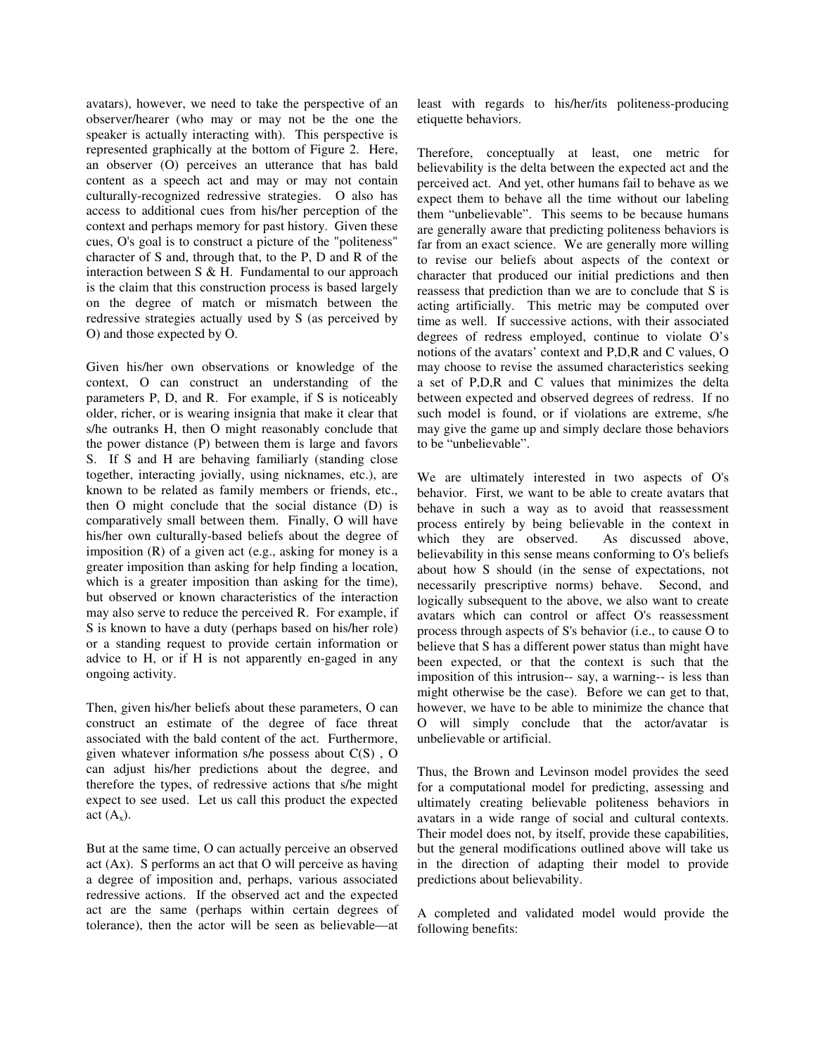avatars), however, we need to take the perspective of an observer/hearer (who may or may not be the one the speaker is actually interacting with). This perspective is represented graphically at the bottom of Figure 2. Here, an observer (O) perceives an utterance that has bald content as a speech act and may or may not contain culturally-recognized redressive strategies. O also has access to additional cues from his/her perception of the context and perhaps memory for past history. Given these cues, O's goal is to construct a picture of the "politeness" character of S and, through that, to the P, D and R of the interaction between S & H. Fundamental to our approach is the claim that this construction process is based largely on the degree of match or mismatch between the redressive strategies actually used by S (as perceived by O) and those expected by O.

Given his/her own observations or knowledge of the context, O can construct an understanding of the parameters P, D, and R. For example, if S is noticeably older, richer, or is wearing insignia that make it clear that s/he outranks H, then O might reasonably conclude that the power distance (P) between them is large and favors S. If S and H are behaving familiarly (standing close together, interacting jovially, using nicknames, etc.), are known to be related as family members or friends, etc., then O might conclude that the social distance (D) is comparatively small between them. Finally, O will have his/her own culturally-based beliefs about the degree of imposition (R) of a given act (e.g., asking for money is a greater imposition than asking for help finding a location, which is a greater imposition than asking for the time), but observed or known characteristics of the interaction may also serve to reduce the perceived R. For example, if S is known to have a duty (perhaps based on his/her role) or a standing request to provide certain information or advice to H, or if H is not apparently en-gaged in any ongoing activity.

Then, given his/her beliefs about these parameters, O can construct an estimate of the degree of face threat associated with the bald content of the act. Furthermore, given whatever information s/he possess about C(S) , O can adjust his/her predictions about the degree, and therefore the types, of redressive actions that s/he might expect to see used. Let us call this product the expected act ($A_x$).

But at the same time, O can actually perceive an observed act (Ax). S performs an act that O will perceive as having a degree of imposition and, perhaps, various associated redressive actions. If the observed act and the expected act are the same (perhaps within certain degrees of tolerance), then the actor will be seen as believable—at least with regards to his/her/its politeness-producing etiquette behaviors.

Therefore, conceptually at least, one metric for believability is the delta between the expected act and the perceived act. And yet, other humans fail to behave as we expect them to behave all the time without our labeling them "unbelievable". This seems to be because humans are generally aware that predicting politeness behaviors is far from an exact science. We are generally more willing to revise our beliefs about aspects of the context or character that produced our initial predictions and then reassess that prediction than we are to conclude that S is acting artificially. This metric may be computed over time as well. If successive actions, with their associated degrees of redress employed, continue to violate O's notions of the avatars' context and P,D,R and C values, O may choose to revise the assumed characteristics seeking a set of P,D,R and C values that minimizes the delta between expected and observed degrees of redress. If no such model is found, or if violations are extreme, s/he may give the game up and simply declare those behaviors to be "unbelievable".

We are ultimately interested in two aspects of O's behavior. First, we want to be able to create avatars that behave in such a way as to avoid that reassessment process entirely by being believable in the context in which they are observed. As discussed above, believability in this sense means conforming to O's beliefs about how S should (in the sense of expectations, not necessarily prescriptive norms) behave. Second, and logically subsequent to the above, we also want to create avatars which can control or affect O's reassessment process through aspects of S's behavior (i.e., to cause O to believe that S has a different power status than might have been expected, or that the context is such that the imposition of this intrusion-- say, a warning-- is less than might otherwise be the case). Before we can get to that, however, we have to be able to minimize the chance that O will simply conclude that the actor/avatar is unbelievable or artificial.

Thus, the Brown and Levinson model provides the seed for a computational model for predicting, assessing and ultimately creating believable politeness behaviors in avatars in a wide range of social and cultural contexts. Their model does not, by itself, provide these capabilities, but the general modifications outlined above will take us in the direction of adapting their model to provide predictions about believability.

A completed and validated model would provide the following benefits: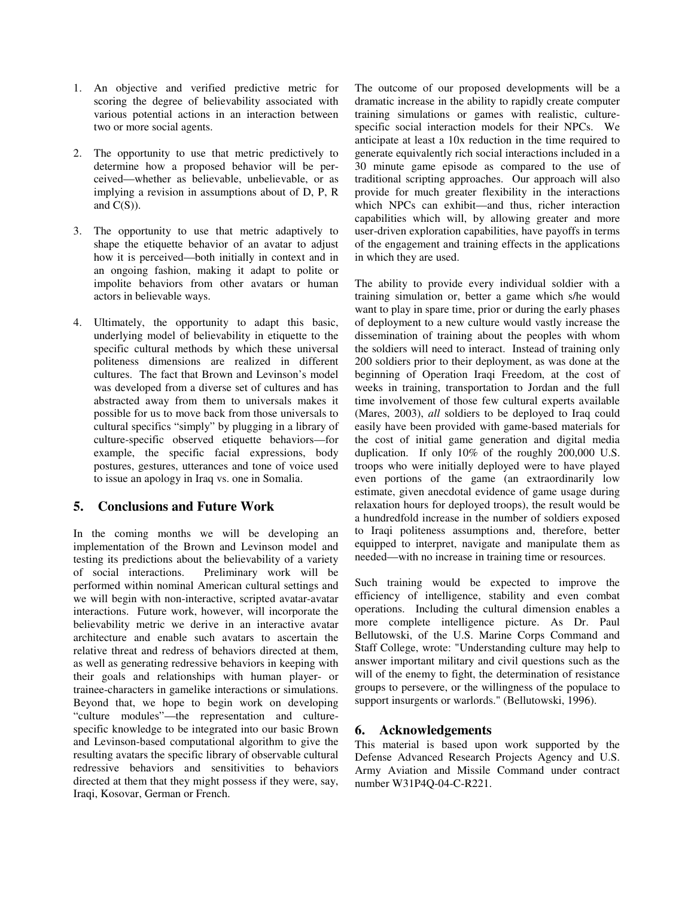1. An objective and verified predictive metric for scoring the degree of believability associated with various potential actions in an interaction between two or more social agents.

2. The opportunity to use that metric predictively to determine how a proposed behavior will be perceived—whether as believable, unbelievable, or as implying a revision in assumptions about of D, P, R and C(S)).

3. The opportunity to use that metric adaptively to shape the etiquette behavior of an avatar to adjust how it is perceived—both initially in context and in an ongoing fashion, making it adapt to polite or impolite behaviors from other avatars or human actors in believable ways.

4. Ultimately, the opportunity to adapt this basic, underlying model of believability in etiquette to the specific cultural methods by which these universal politeness dimensions are realized in different cultures. The fact that Brown and Levinson's model was developed from a diverse set of cultures and has abstracted away from them to universals makes it possible for us to move back from those universals to cultural specifics "simply" by plugging in a library of culture-specific observed etiquette behaviors—for example, the specific facial expressions, body postures, gestures, utterances and tone of voice used to issue an apology in Iraq vs. one in Somalia.

## 5. Conclusions and Future Work

In the coming months we will be developing an implementation of the Brown and Levinson model and testing its predictions about the believability of a variety of social interactions. Preliminary work will be performed within nominal American cultural settings and we will begin with non-interactive, scripted avatar-avatar interactions. Future work, however, will incorporate the believability metric we derive in an interactive avatar architecture and enable such avatars to ascertain the relative threat and redress of behaviors directed at them, as well as generating redressive behaviors in keeping with their goals and relationships with human player- or trainee-characters in gamelike interactions or simulations. Beyond that, we hope to begin work on developing "culture modules"—the representation and culture-specific knowledge to be integrated into our basic Brown and Levinson-based computational algorithm to give the resulting avatars the specific library of observable cultural redressive behaviors and sensitivities to behaviors directed at them that they might possess if they were, say, Iraqi, Kosovar, German or French.

The outcome of our proposed developments will be a dramatic increase in the ability to rapidly create computer training simulations or games with realistic, culture-specific social interaction models for their NPCs. We anticipate at least a 10x reduction in the time required to generate equivalently rich social interactions included in a 30 minute game episode as compared to the use of traditional scripting approaches. Our approach will also provide for much greater flexibility in the interactions which NPCs can exhibit—and thus, richer interaction capabilities which will, by allowing greater and more user-driven exploration capabilities, have payoffs in terms of the engagement and training effects in the applications in which they are used.

The ability to provide every individual soldier with a training simulation or, better a game which s/he would want to play in spare time, prior or during the early phases of deployment to a new culture would vastly increase the dissemination of training about the peoples with whom the soldiers will need to interact. Instead of training only 200 soldiers prior to their deployment, as was done at the beginning of Operation Iraqi Freedom, at the cost of weeks in training, transportation to Jordan and the full time involvement of those few cultural experts available (Mares, 2003), *all* soldiers to be deployed to Iraq could easily have been provided with game-based materials for the cost of initial game generation and digital media duplication. If only 10% of the roughly 200,000 U.S. troops who were initially deployed were to have played even portions of the game (an extraordinarily low estimate, given anecdotal evidence of game usage during relaxation hours for deployed troops), the result would be a hundredfold increase in the number of soldiers exposed to Iraqi politeness assumptions and, therefore, better equipped to interpret, navigate and manipulate them as needed—with no increase in training time or resources.

Such training would be expected to improve the efficiency of intelligence, stability and even combat operations. Including the cultural dimension enables a more complete intelligence picture. As Dr. Paul Bellutowski, of the U.S. Marine Corps Command and Staff College, wrote: "Understanding culture may help to answer important military and civil questions such as the will of the enemy to fight, the determination of resistance groups to persevere, or the willingness of the populace to support insurgents or warlords." (Bellutowski, 1996).

## 6. Acknowledgements

This material is based upon work supported by the Defense Advanced Research Projects Agency and U.S. Army Aviation and Missile Command under contract number W31P4Q-04-C-R221.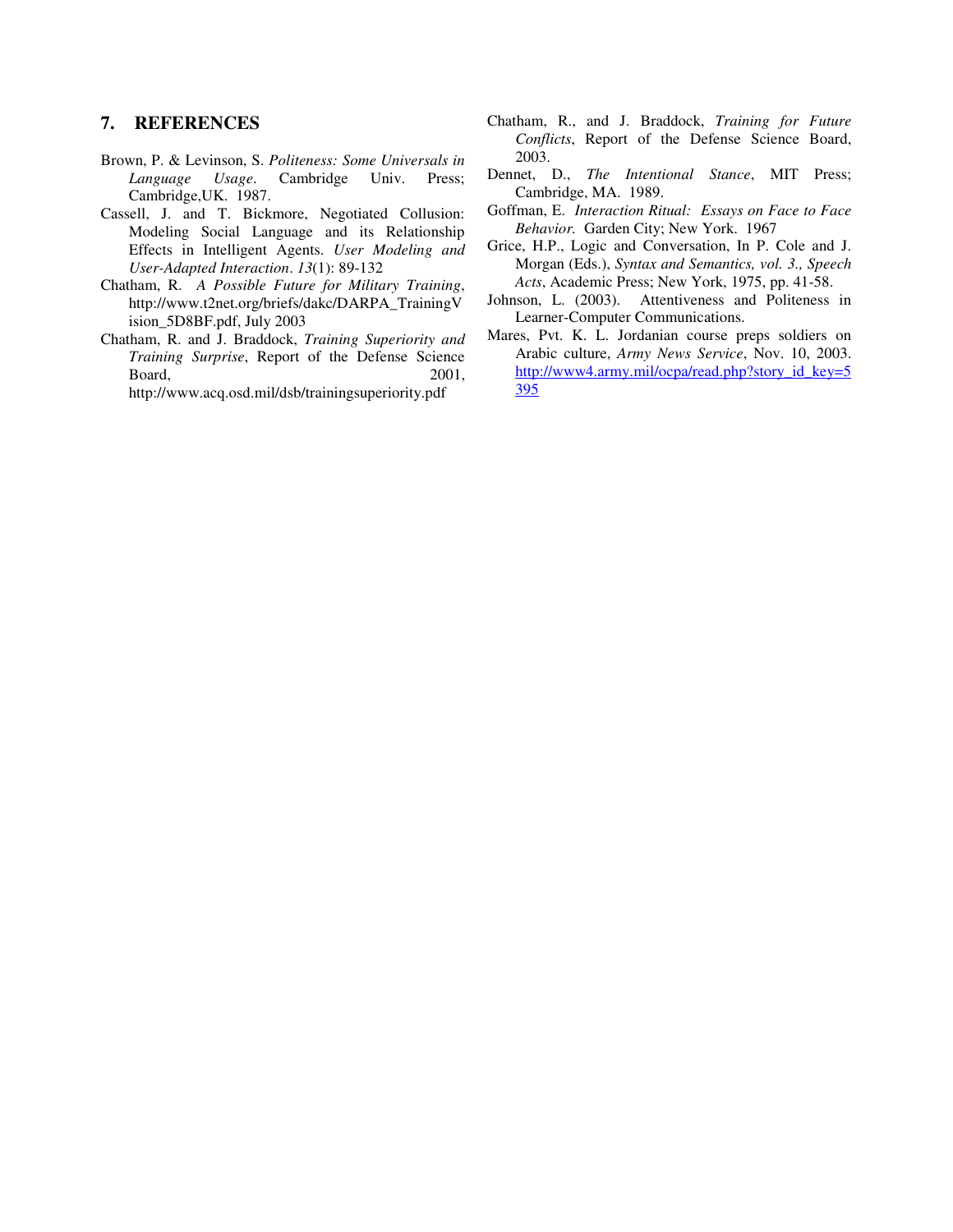## 7. REFERENCES

Brown, P. & Levinson, S. *Politeness: Some Universals in Language Usage*. Cambridge Univ. Press; Cambridge,UK. 1987.

Cassell, J. and T. Bickmore, Negotiated Collusion: Modeling Social Language and its Relationship Effects in Intelligent Agents. *User Modeling and User-Adapted Interaction*. *13*(1): 89-132

Chatham, R. *A Possible Future for Military Training*, http://www.t2net.org/briefs/dakc/DARPA_TrainingVision_5D8BF.pdf, July 2003

Chatham, R. and J. Braddock, *Training Superiority and Training Surprise*, Report of the Defense Science Board, 2001, http://www.acq.osd.mil/dsb/trainingsuperiority.pdf

Chatham, R., and J. Braddock, *Training for Future Conflicts*, Report of the Defense Science Board, 2003.

Dennet, D., *The Intentional Stance*, MIT Press; Cambridge, MA. 1989.

Goffman, E. *Interaction Ritual: Essays on Face to Face Behavior.* Garden City; New York. 1967

Grice, H.P., Logic and Conversation, In P. Cole and J. Morgan (Eds.), *Syntax and Semantics, vol. 3., Speech Acts*, Academic Press; New York, 1975, pp. 41-58.

Johnson, L. (2003). Attentiveness and Politeness in Learner-Computer Communications.

Mares, Pvt. K. L. Jordanian course preps soldiers on Arabic culture, *Army News Service*, Nov. 10, 2003. http://www4.army.mil/ocpa/read.php?story_id_key=5395